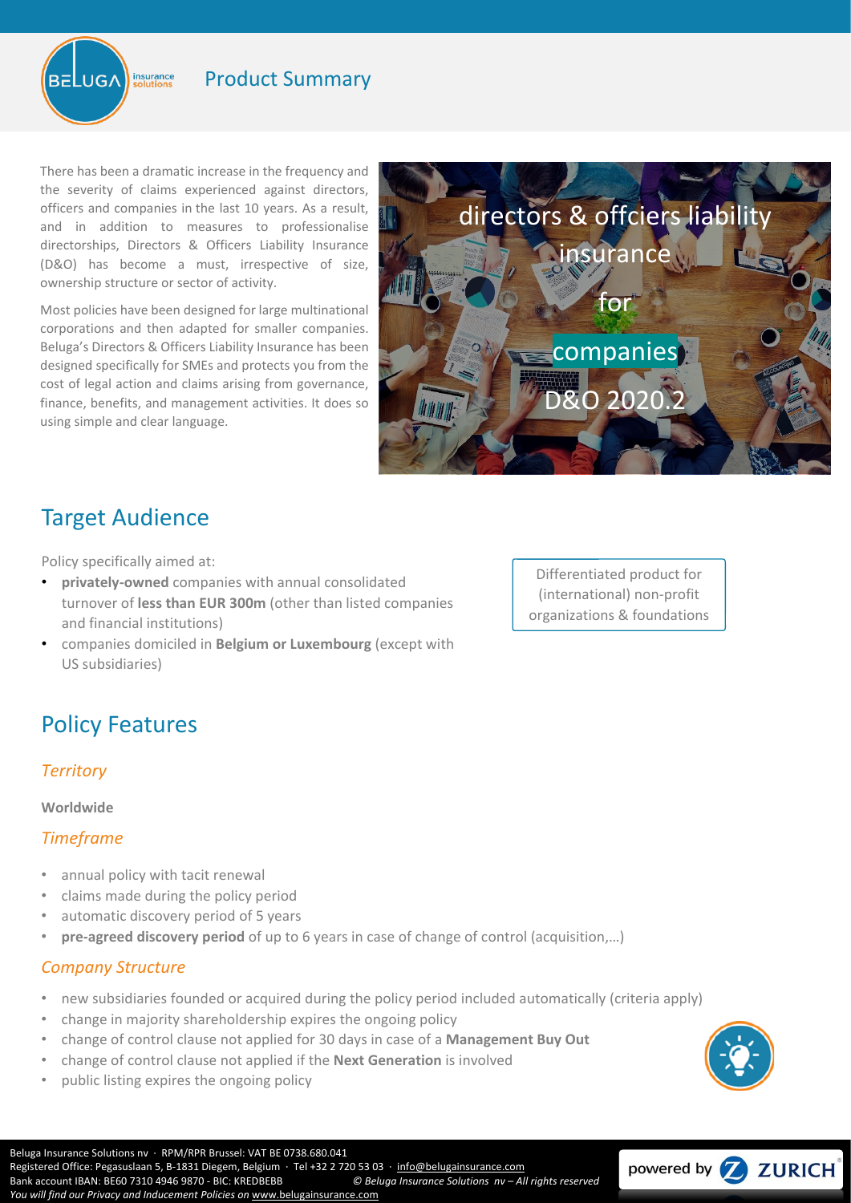## Product Summary

There has been a dramatic increase in the frequency and the severity of claims experienced against directors, officers and companies in the last 10 years. As a result, and in addition to measures to professionalise directorships, Directors & Officers Liability Insurance (D&O) has become a must, irrespective of size, ownership structure or sector of activity.

Most policies have been designed for large multinational corporations and then adapted for smaller companies. Beluga's Directors & Officers Liability Insurance has been designed specifically for SMEs and protects you from the cost of legal action and claims arising from governance, finance, benefits, and management activities. It does so using simple and clear language.

directors & offciers liability insurance for companies D&O 2020.2

## Target Audience

Policy specifically aimed at:

- **privately-owned** companies with annual consolidated turnover of **less than EUR 300m** (other than listed companies and financial institutions)
- companies domiciled in **Belgium or Luxembourg** (except with US subsidiaries)

Differentiated product for (international) non-profit organizations & foundations

## Policy Features

### *Territory*

**Worldwide**

### *Timeframe*

- annual policy with tacit renewal
- claims made during the policy period
- automatic discovery period of 5 years
- **pre-agreed discovery period** of up to 6 years in case of change of control (acquisition,…)

### *Company Structure*

- new subsidiaries founded or acquired during the policy period included automatically (criteria apply)
- change in majority shareholdership expires the ongoing policy
- change of control clause not applied for 30 days in case of a **Management Buy Out**
- change of control clause not applied if the **Next Generation** is involved
- public listing expires the ongoing policy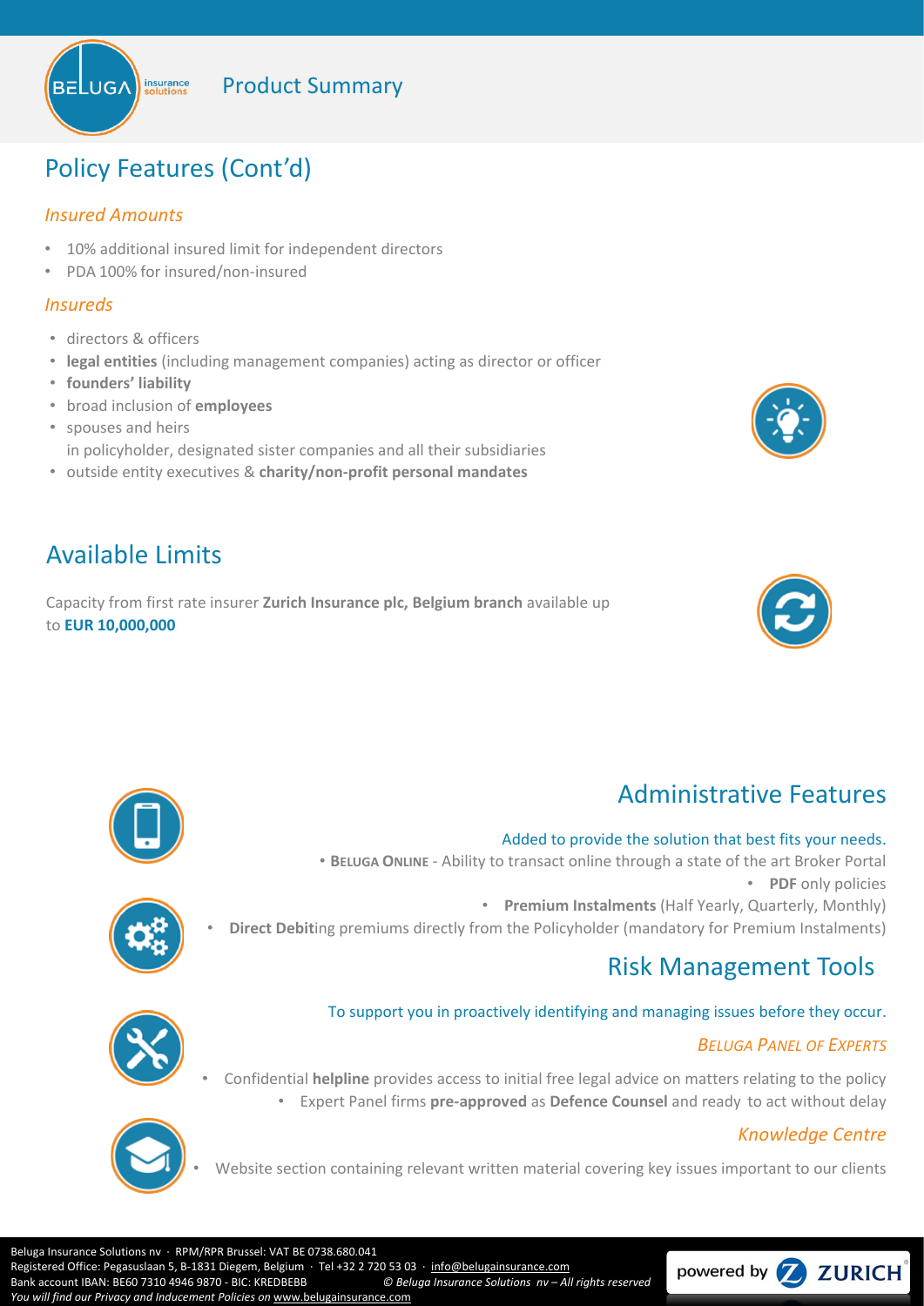## Policy Features (Cont'd)

### *Insured Amounts*

- 10% additional insured limit for independent directors
- PDA 100% for insured/non-insured

### *Insureds*

- directors & officers
- **legal entities** (including management companies) acting as director or officer
- **founders' liability**
- broad inclusion of **employees**
- spouses and heirs

  in policyholder, designated sister companies and all their subsidiaries
- outside entity executives & **charity/non-profit personal mandates**

## Available Limits

Capacity from first rate insurer **Zurich Insurance plc, Belgium branch** available up to **EUR 10,000,000**

## Administrative Features

Added to provide the solution that best fits your needs.

- **BELUGA ONLINE** - Ability to transact online through a state of the art Broker Portal
- **PDF** only policies
- **Premium Instalments** (Half Yearly, Quarterly, Monthly)
- **Direct Debit**ing premiums directly from the Policyholder (mandatory for Premium Instalments)

## Risk Management Tools

To support you in proactively identifying and managing issues before they occur.

### *BELUGA PANEL OF EXPERTS*

- Confidential **helpline** provides access to initial free legal advice on matters relating to the policy
- Expert Panel firms **pre-approved** as **Defence Counsel** and ready to act without delay

### *Knowledge Centre*

- Website section containing relevant written material covering key issues important to our clients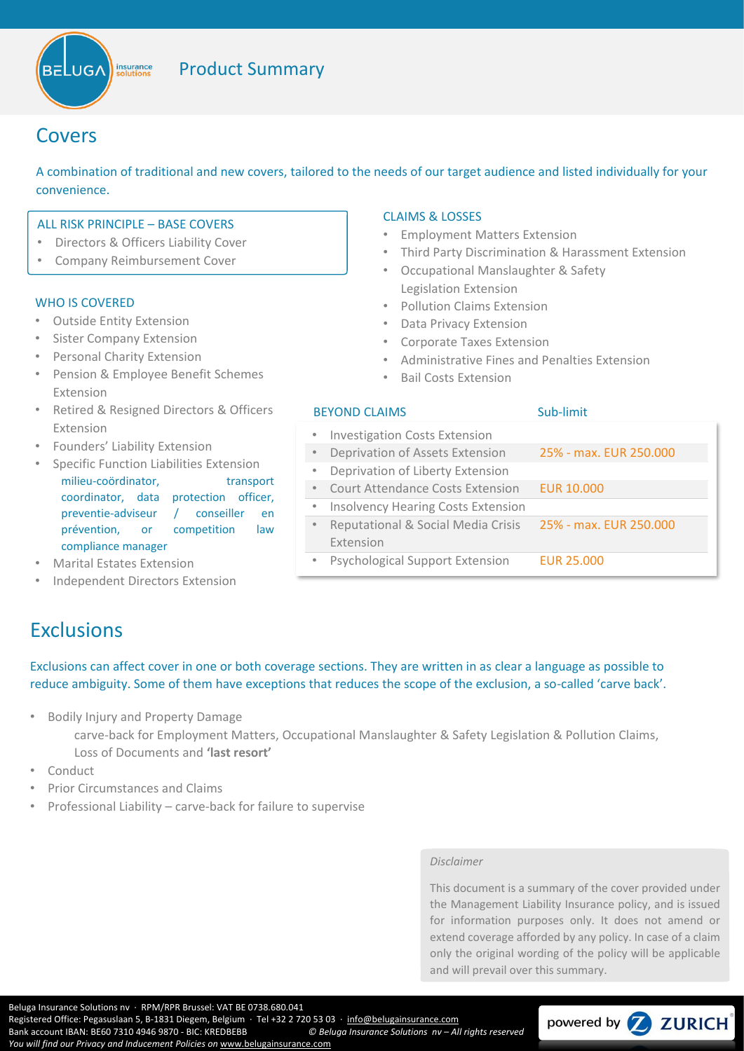## Product Summary

## Covers

A combination of traditional and new covers, tailored to the needs of our target audience and listed individually for your convenience.

ALL RISK PRINCIPLE – BASE COVERS

- Directors & Officers Liability Cover
- Company Reimbursement Cover

WHO IS COVERED

- Outside Entity Extension
- Sister Company Extension
- Personal Charity Extension
- Pension & Employee Benefit Schemes Extension
- Retired & Resigned Directors & Officers Extension
- Founders' Liability Extension
- Specific Function Liabilities Extension
  milieu-coördinator, transport coordinator, data protection officer, preventie-adviseur / conseiller en prévention, or competition law compliance manager
- Marital Estates Extension
- Independent Directors Extension

CLAIMS & LOSSES

- Employment Matters Extension
- Third Party Discrimination & Harassment Extension
- Occupational Manslaughter & Safety Legislation Extension
- Pollution Claims Extension
- Data Privacy Extension
- Corporate Taxes Extension
- Administrative Fines and Penalties Extension
- Bail Costs Extension

| BEYOND CLAIMS | Sub-limit |
|---|---|
| Investigation Costs Extension | |
| Deprivation of Assets Extension | 25% - max. EUR 250.000 |
| Deprivation of Liberty Extension | |
| Court Attendance Costs Extension | EUR 10.000 |
| Insolvency Hearing Costs Extension | |
| Reputational & Social Media Crisis Extension | 25% - max. EUR 250.000 |
| Psychological Support Extension | EUR 25.000 |

## Exclusions

Exclusions can affect cover in one or both coverage sections. They are written in as clear a language as possible to reduce ambiguity. Some of them have exceptions that reduces the scope of the exclusion, a so-called 'carve back'.

- Bodily Injury and Property Damage
  carve-back for Employment Matters, Occupational Manslaughter & Safety Legislation & Pollution Claims, Loss of Documents and **'last resort'**
- Conduct
- Prior Circumstances and Claims
- Professional Liability – carve-back for failure to supervise

*Disclaimer*

This document is a summary of the cover provided under the Management Liability Insurance policy, and is issued for information purposes only. It does not amend or extend coverage afforded by any policy. In case of a claim only the original wording of the policy will be applicable and will prevail over this summary.

Beluga Insurance Solutions nv · RPM/RPR Brussel: VAT BE 0738.680.041
Registered Office: Pegasuslaan 5, B-1831 Diegem, Belgium · Tel +32 2 720 53 03 · info@belugainsurance.com
Bank account IBAN: BE60 7310 4946 9870 - BIC: KREDBEBB *© Beluga Insurance Solutions nv – All rights reserved*
*You will find our Privacy and Inducement Policies on* www.belugainsurance.com

powered by ZURICH